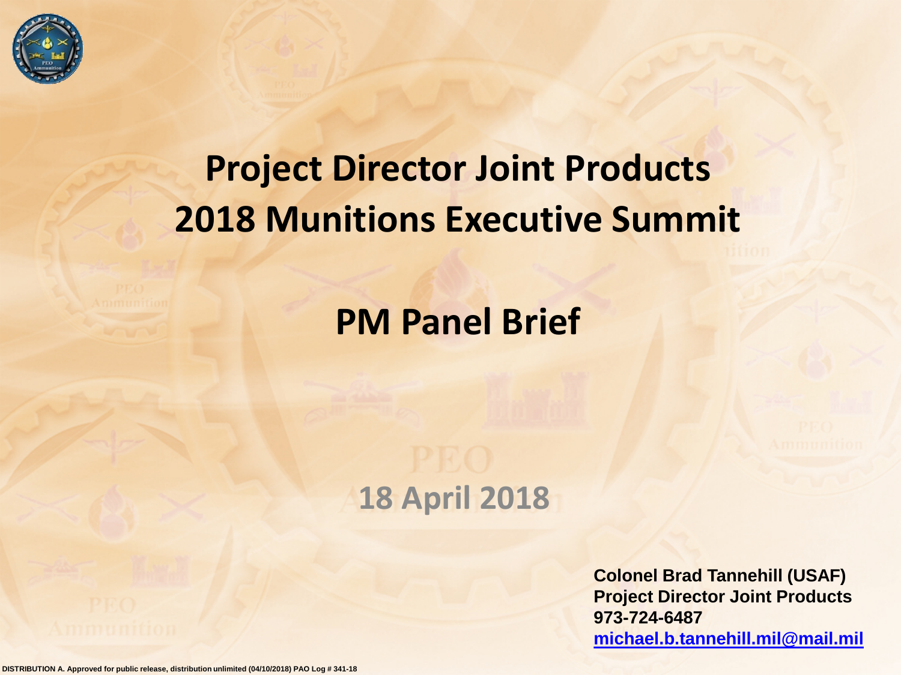# Project Director Joint Products
# 2018 Munitions Executive Summit

## PM Panel Brief

**18 April 2018**

**Colonel Brad Tannehill (USAF)**
**Project Director Joint Products**
**973-724-6487**
**michael.b.tannehill.mil@mail.mil**

DISTRIBUTION A. Approved for public release, distribution unlimited (04/10/2018) PAO Log # 341-18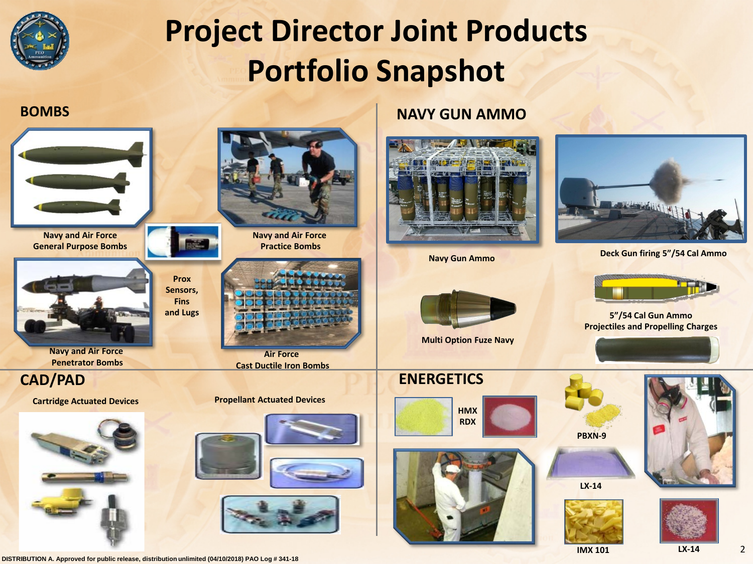# Project Director Joint Products Portfolio Snapshot

## BOMBS

Navy and Air Force General Purpose Bombs

Navy and Air Force Practice Bombs

Prox Sensors, Fins and Lugs

Navy and Air Force Penetrator Bombs

Air Force Cast Ductile Iron Bombs

## NAVY GUN AMMO

Navy Gun Ammo

Deck Gun firing 5"/54 Cal Ammo

Multi Option Fuze Navy

5"/54 Cal Gun Ammo Projectiles and Propelling Charges

## CAD/PAD

Cartridge Actuated Devices

Propellant Actuated Devices

## ENERGETICS

HMX

RDX

PBXN-9

LX-14

IMX 101

LX-14

DISTRIBUTION A. Approved for public release, distribution unlimited (04/10/2018) PAO Log # 341-18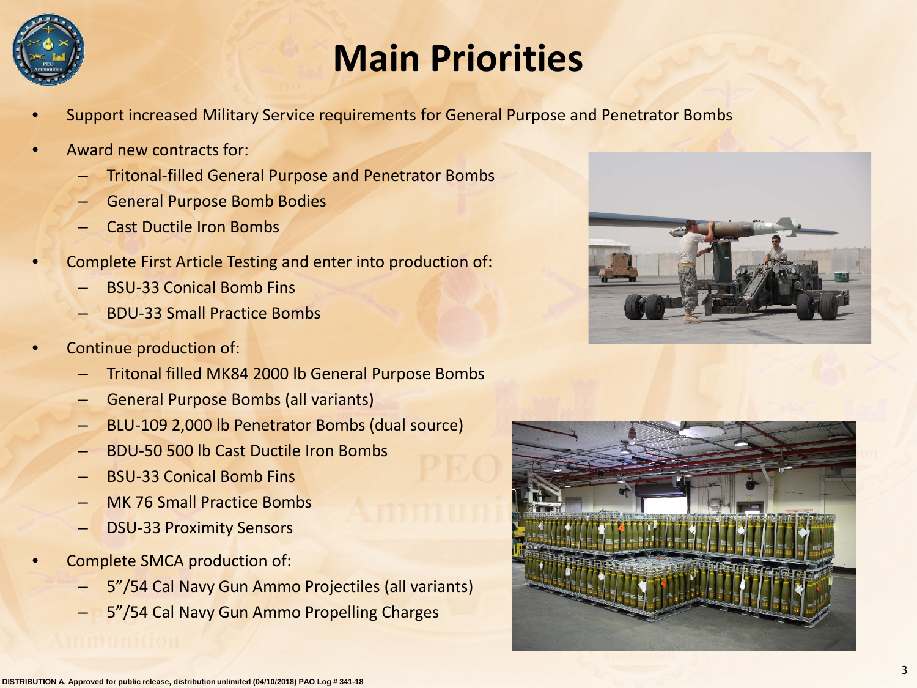# Main Priorities

- Support increased Military Service requirements for General Purpose and Penetrator Bombs
- Award new contracts for:
  - Tritonal-filled General Purpose and Penetrator Bombs
  - General Purpose Bomb Bodies
  - Cast Ductile Iron Bombs
- Complete First Article Testing and enter into production of:
  - BSU-33 Conical Bomb Fins
  - BDU-33 Small Practice Bombs
- Continue production of:
  - Tritonal filled MK84 2000 lb General Purpose Bombs
  - General Purpose Bombs (all variants)
  - BLU-109 2,000 lb Penetrator Bombs (dual source)
  - BDU-50 500 lb Cast Ductile Iron Bombs
  - BSU-33 Conical Bomb Fins
  - MK 76 Small Practice Bombs
  - DSU-33 Proximity Sensors
- Complete SMCA production of:
  - 5"/54 Cal Navy Gun Ammo Projectiles (all variants)
  - 5"/54 Cal Navy Gun Ammo Propelling Charges

**DISTRIBUTION A. Approved for public release, distribution unlimited (04/10/2018) PAO Log # 341-18**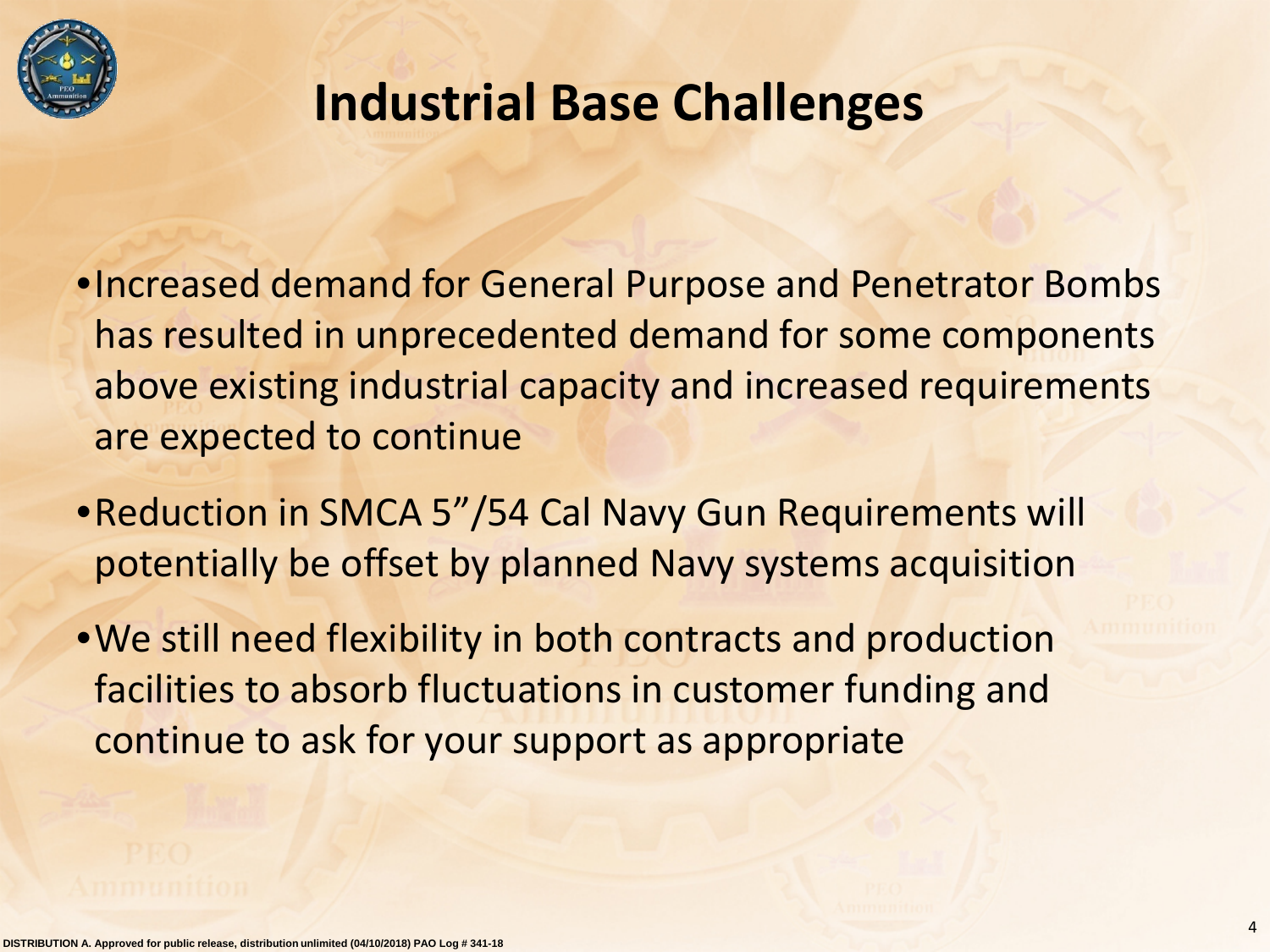# Industrial Base Challenges

- Increased demand for General Purpose and Penetrator Bombs has resulted in unprecedented demand for some components above existing industrial capacity and increased requirements are expected to continue
- Reduction in SMCA 5”/54 Cal Navy Gun Requirements will potentially be offset by planned Navy systems acquisition
- We still need flexibility in both contracts and production facilities to absorb fluctuations in customer funding and continue to ask for your support as appropriate

**DISTRIBUTION A. Approved for public release, distribution unlimited (04/10/2018) PAO Log # 341-18**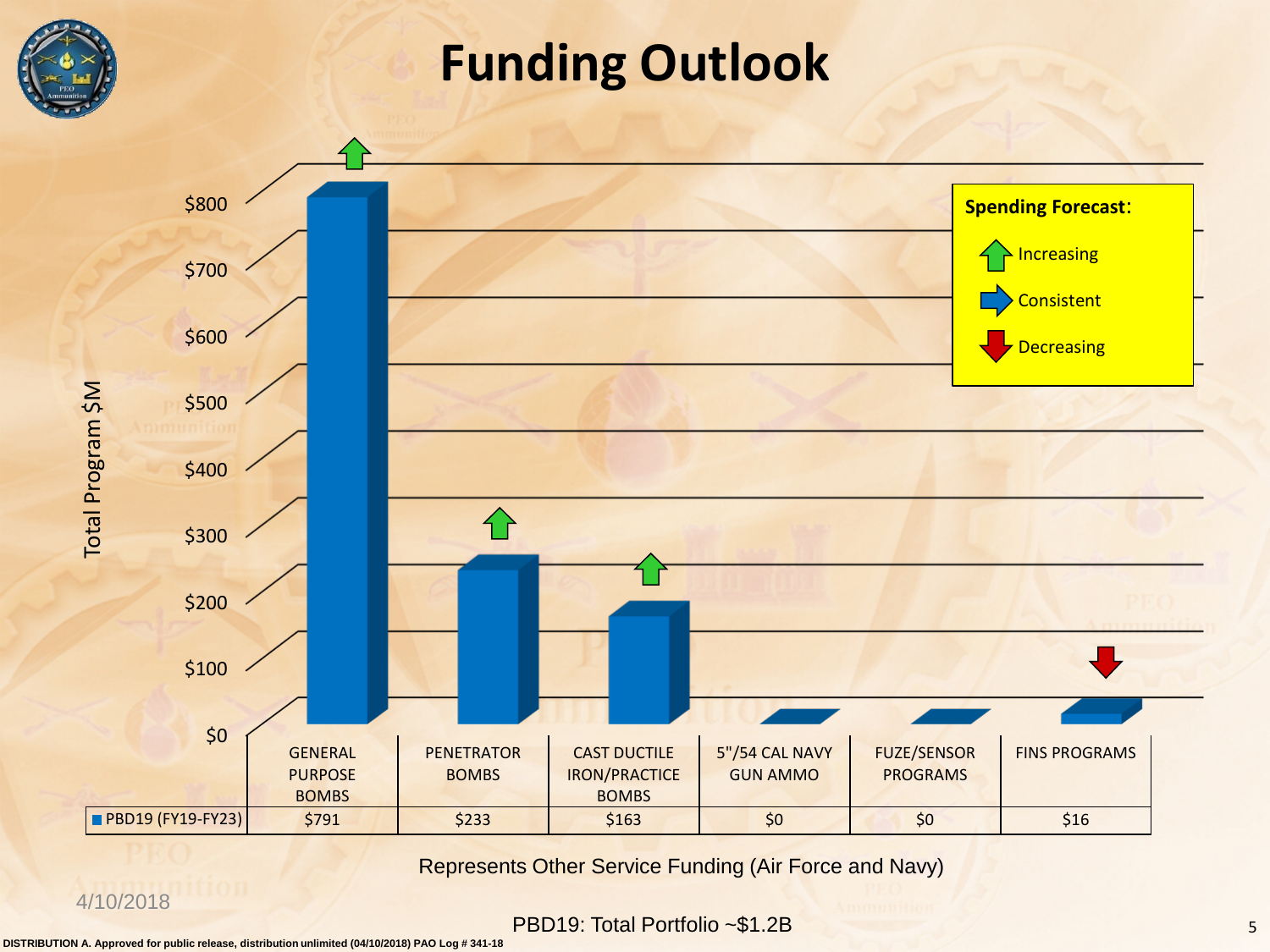# Funding Outlook

Total Program $M

| | GENERAL PURPOSE BOMBS | PENETRATOR BOMBS | CAST DUCTILE IRON/PRACTICE BOMBS | 5"/54 CAL NAVY GUN AMMO | FUZE/SENSOR PROGRAMS | FINS PROGRAMS |
|---|---|---|---|---|---|---|
| PBD19 (FY19-FY23) | $791 | $233 | $163 | $0 | $0 | $16 |

**Spending Forecast:**

- Increasing
- Consistent
- Decreasing

Represents Other Service Funding (Air Force and Navy)

4/10/2018

PBD19: Total Portfolio ~$1.2B

DISTRIBUTION A. Approved for public release, distribution unlimited (04/10/2018) PAO Log # 341-18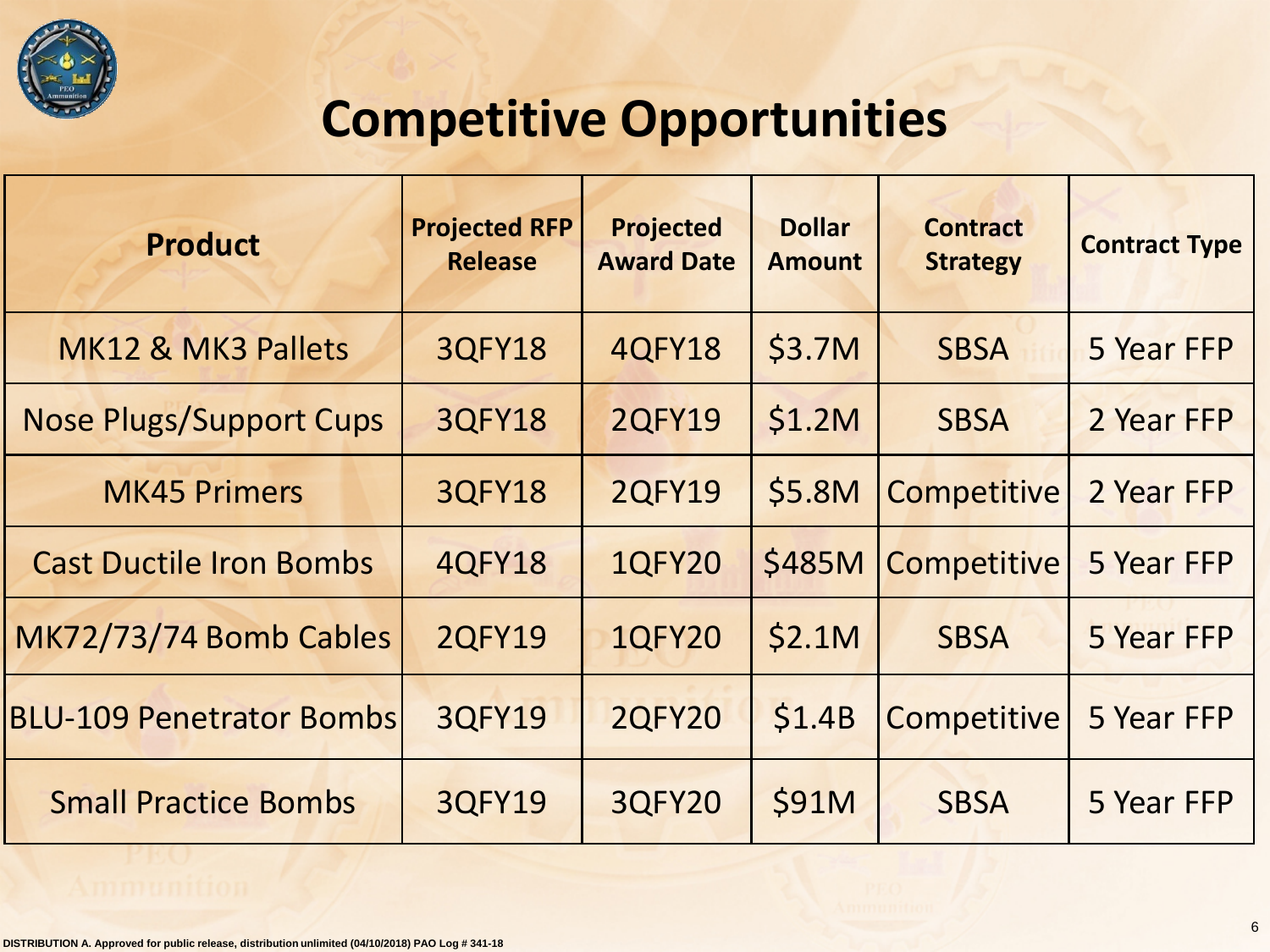# Competitive Opportunities

| Product | Projected RFP Release | Projected Award Date | Dollar Amount | Contract Strategy | Contract Type |
|---|---|---|---|---|---|
| MK12 & MK3 Pallets | 3QFY18 | 4QFY18 | $3.7M | SBSA | 5 Year FFP |
| Nose Plugs/Support Cups | 3QFY18 | 2QFY19 | $1.2M | SBSA | 2 Year FFP |
| MK45 Primers | 3QFY18 | 2QFY19 | $5.8M | Competitive | 2 Year FFP |
| Cast Ductile Iron Bombs | 4QFY18 | 1QFY20 | $485M | Competitive | 5 Year FFP |
| MK72/73/74 Bomb Cables | 2QFY19 | 1QFY20 | $2.1M | SBSA | 5 Year FFP |
| BLU-109 Penetrator Bombs | 3QFY19 | 2QFY20 | $1.4B | Competitive | 5 Year FFP |
| Small Practice Bombs | 3QFY19 | 3QFY20 | $91M | SBSA | 5 Year FFP |

DISTRIBUTION A. Approved for public release, distribution unlimited (04/10/2018) PAO Log # 341-18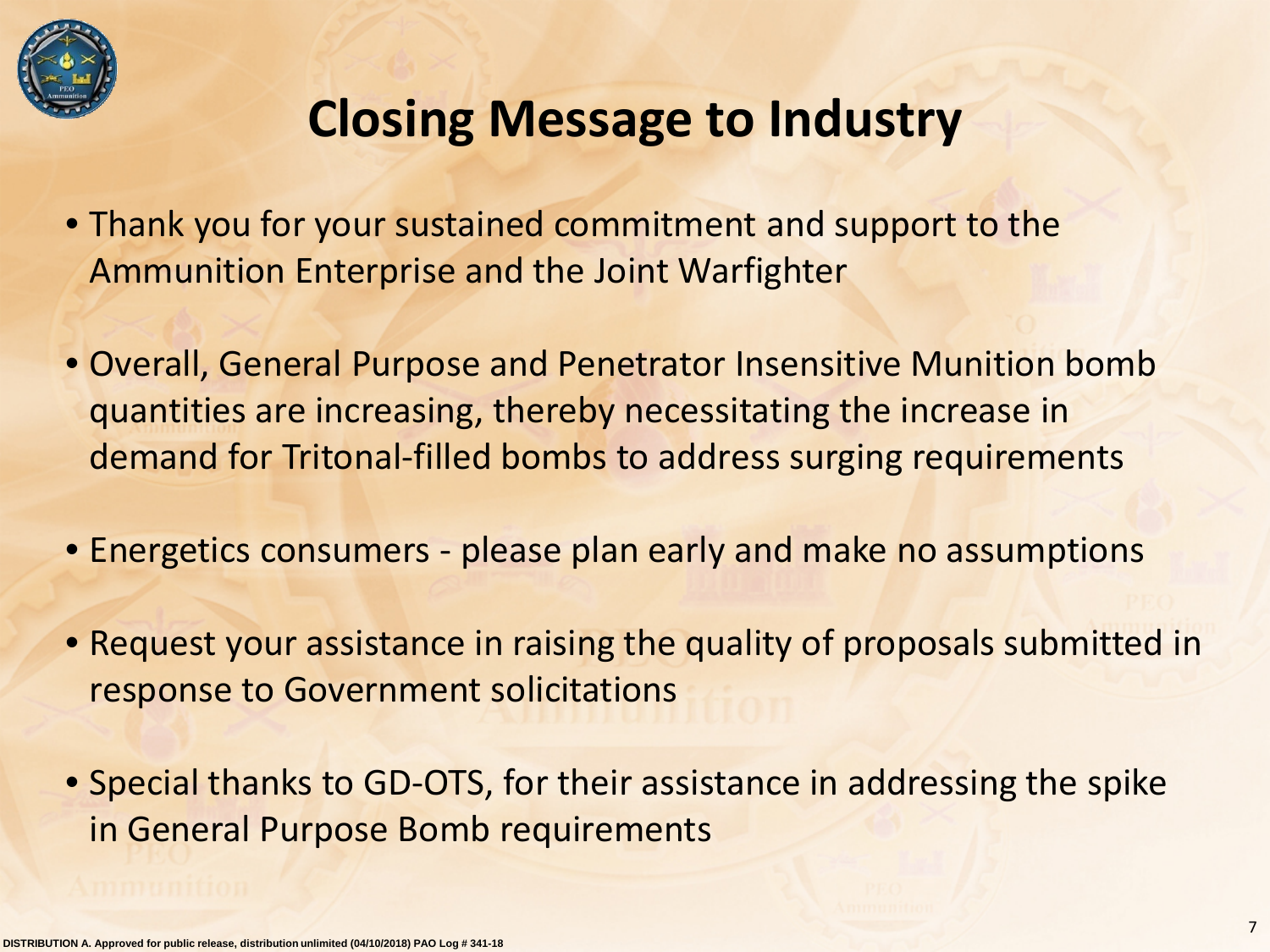# Closing Message to Industry

- Thank you for your sustained commitment and support to the Ammunition Enterprise and the Joint Warfighter
- Overall, General Purpose and Penetrator Insensitive Munition bomb quantities are increasing, thereby necessitating the increase in demand for Tritonal-filled bombs to address surging requirements
- Energetics consumers - please plan early and make no assumptions
- Request your assistance in raising the quality of proposals submitted in response to Government solicitations
- Special thanks to GD-OTS, for their assistance in addressing the spike in General Purpose Bomb requirements

DISTRIBUTION A. Approved for public release, distribution unlimited (04/10/2018) PAO Log # 341-18